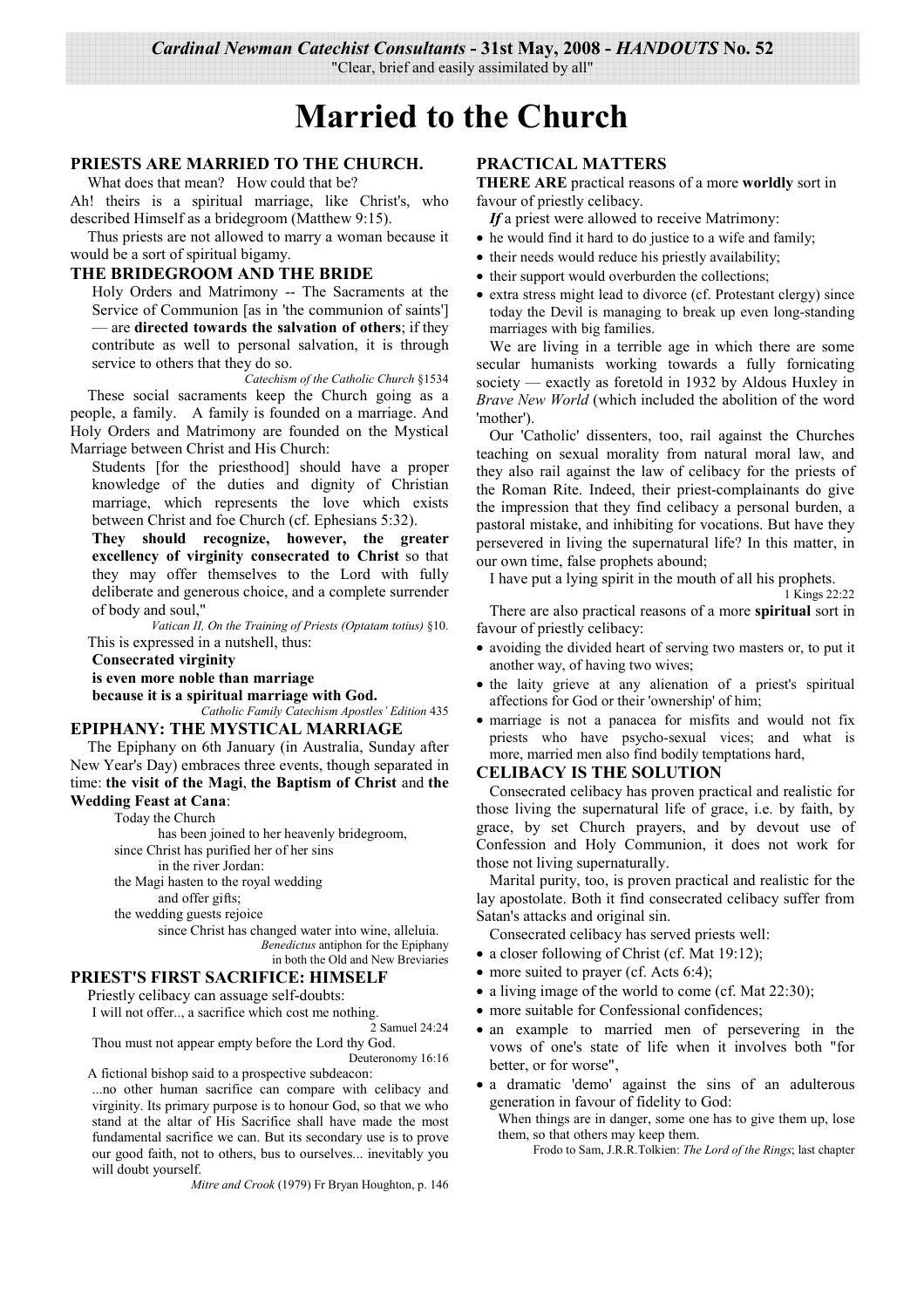*Cardinal Newman Catechist Consultants* - **31st May, 2008** - *HANDOUTS* **No. 52**
"Clear, brief and easily assimilated by all"

# Married to the Church

## PRIESTS ARE MARRIED TO THE CHURCH.

What does that mean? How could that be?

Ah! theirs is a spiritual marriage, like Christ's, who described Himself as a bridegroom (Matthew 9:15).

Thus priests are not allowed to marry a woman because it would be a sort of spiritual bigamy.

## THE BRIDEGROOM AND THE BRIDE

> Holy Orders and Matrimony -- The Sacraments at the Service of Communion [as in 'the communion of saints'] — are **directed towards the salvation of others**; if they contribute as well to personal salvation, it is through service to others that they do so.
>
> *Catechism of the Catholic Church* §1534

These social sacraments keep the Church going as a people, a family. A family is founded on a marriage. And Holy Orders and Matrimony are founded on the Mystical Marriage between Christ and His Church:

> Students [for the priesthood] should have a proper knowledge of the duties and dignity of Christian marriage, which represents the love which exists between Christ and foe Church (cf. Ephesians 5:32).
>
> **They should recognize, however, the greater excellency of virginity consecrated to Christ** so that they may offer themselves to the Lord with fully deliberate and generous choice, and a complete surrender of body and soul,"
>
> *Vatican II, On the Training of Priests (Optatam totius)* §10.

This is expressed in a nutshell, thus:

> **Consecrated virginity**
> **is even more noble than marriage**
> **because it is a spiritual marriage with God.**
>
> *Catholic Family Catechism Apostles' Edition* 435

## EPIPHANY: THE MYSTICAL MARRIAGE

The Epiphany on 6th January (in Australia, Sunday after New Year's Day) embraces three events, though separated in time: **the visit of the Magi**, **the Baptism of Christ** and **the Wedding Feast at Cana**:

> Today the Church
> has been joined to her heavenly bridegroom,
> since Christ has purified her of her sins
> in the river Jordan:
> the Magi hasten to the royal wedding
> and offer gifts;
> the wedding guests rejoice
> since Christ has changed water into wine, alleluia.
>
> *Benedictus* antiphon for the Epiphany
> in both the Old and New Breviaries

## PRIEST'S FIRST SACRIFICE: HIMSELF

Priestly celibacy can assuage self-doubts:

> I will not offer.., a sacrifice which cost me nothing.
>
> 2 Samuel 24:24

> Thou must not appear empty before the Lord thy God.
>
> Deuteronomy 16:16

A fictional bishop said to a prospective subdeacon:

> ...no other human sacrifice can compare with celibacy and virginity. Its primary purpose is to honour God, so that we who stand at the altar of His Sacrifice shall have made the most fundamental sacrifice we can. But its secondary use is to prove our good faith, not to others, bus to ourselves... inevitably you will doubt yourself.
>
> *Mitre and Crook* (1979) Fr Bryan Houghton, p. 146

## PRACTICAL MATTERS

**THERE ARE** practical reasons of a more **worldly** sort in favour of priestly celibacy.

***If*** a priest were allowed to receive Matrimony:

- he would find it hard to do justice to a wife and family;
- their needs would reduce his priestly availability;
- their support would overburden the collections;
- extra stress might lead to divorce (cf. Protestant clergy) since today the Devil is managing to break up even long-standing marriages with big families.

We are living in a terrible age in which there are some secular humanists working towards a fully fornicating society — exactly as foretold in 1932 by Aldous Huxley in *Brave New World* (which included the abolition of the word 'mother').

Our 'Catholic' dissenters, too, rail against the Churches teaching on sexual morality from natural moral law, and they also rail against the law of celibacy for the priests of the Roman Rite. Indeed, their priest-complainants do give the impression that they find celibacy a personal burden, a pastoral mistake, and inhibiting for vocations. But have they persevered in living the supernatural life? In this matter, in our own time, false prophets abound;

> I have put a lying spirit in the mouth of all his prophets.
>
> 1 Kings 22:22

There are also practical reasons of a more **spiritual** sort in favour of priestly celibacy:

- avoiding the divided heart of serving two masters or, to put it another way, of having two wives;
- the laity grieve at any alienation of a priest's spiritual affections for God or their 'ownership' of him;
- marriage is not a panacea for misfits and would not fix priests who have psycho-sexual vices; and what is more, married men also find bodily temptations hard,

## CELIBACY IS THE SOLUTION

Consecrated celibacy has proven practical and realistic for those living the supernatural life of grace, i.e. by faith, by grace, by set Church prayers, and by devout use of Confession and Holy Communion, it does not work for those not living supernaturally.

Marital purity, too, is proven practical and realistic for the lay apostolate. Both it find consecrated celibacy suffer from Satan's attacks and original sin.

Consecrated celibacy has served priests well:

- a closer following of Christ (cf. Mat 19:12);
- more suited to prayer (cf. Acts 6:4);
- a living image of the world to come (cf. Mat 22:30);
- more suitable for Confessional confidences;
- an example to married men of persevering in the vows of one's state of life when it involves both "for better, or for worse",
- a dramatic 'demo' against the sins of an adulterous generation in favour of fidelity to God:

> When things are in danger, some one has to give them up, lose them, so that others may keep them.
>
> Frodo to Sam, J.R.R.Tolkien: *The Lord of the Rings*; last chapter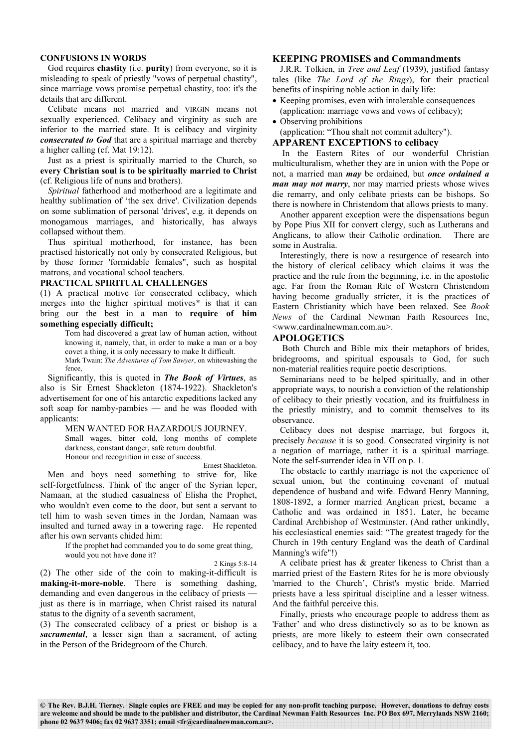## CONFUSIONS IN WORDS

God requires **chastity** (i.e. **purity**) from everyone, so it is misleading to speak of priestly "vows of perpetual chastity", since marriage vows promise perpetual chastity, too: it's the details that are different.

Celibate means not married and VIRGIN means not sexually experienced. Celibacy and virginity as such are inferior to the married state. It is celibacy and virginity ***consecrated to God*** that are a spiritual marriage and thereby a higher calling (cf. Mat 19:12).

Just as a priest is spiritually married to the Church, so **every Christian soul is to be spiritually married to Christ** (cf. Religious life of nuns and brothers).

*Spiritual* fatherhood and motherhood are a legitimate and healthy sublimation of 'the sex drive'. Civilization depends on some sublimation of personal 'drives', e.g. it depends on monogamous marriages, and historically, has always collapsed without them.

Thus spiritual motherhood, for instance, has been practised historically not only by consecrated Religious, but by those former 'formidable females", such as hospital matrons, and vocational school teachers.

## PRACTICAL SPIRITUAL CHALLENGES

(1) A practical motive for consecrated celibacy, which merges into the higher spiritual motives* is that it can bring our the best in a man to **require of him something especially difficult;**

> Tom had discovered a great law of human action, without knowing it, namely, that, in order to make a man or a boy covet a thing, it is only necessary to make It difficult.
>
> Mark Twain: *The Adventures of Tom Sawyer*, on whitewashing the fence,

Significantly, this is quoted in ***The Book of Virtues***, as also is Sir Ernest Shackleton (1874-1922). Shackleton's advertisement for one of his antarctic expeditions lacked any soft soap for namby-pambies — and he was flooded with applicants:

> MEN WANTED FOR HAZARDOUS JOURNEY.
>
> Small wages, bitter cold, long months of complete darkness, constant danger, safe return doubtful.
>
> Honour and recognition in case of success.
>
> Ernest Shackleton.

Men and boys need something to strive for, like self-forgetfulness. Think of the anger of the Syrian leper, Namaan, at the studied casualness of Elisha the Prophet, who wouldn't even come to the door, but sent a servant to tell him to wash seven times in the Jordan, Namaan was insulted and turned away in a towering rage. He repented after his own servants chided him:

> If the prophet had commanded you to do some great thing, would you not have done it?
>
> 2 Kings 5:8-14

(2) The other side of the coin to making-it-difficult is **making-it-more-noble**. There is something dashing, demanding and even dangerous in the celibacy of priests — just as there is in marriage, when Christ raised its natural status to the dignity of a seventh sacrament,

(3) The consecrated celibacy of a priest or bishop is a ***sacramental***, a lesser sign than a sacrament, of acting in the Person of the Bridegroom of the Church.

## KEEPING PROMISES and Commandments

J.R.R. Tolkien, in *Tree and Leaf* (1939), justified fantasy tales (like *The Lord of the Rings*), for their practical benefits of inspiring noble action in daily life:

- Keeping promises, even with intolerable consequences (application: marriage vows and vows of celibacy);
- Observing prohibitions (application: "Thou shalt not commit adultery").

## APPARENT EXCEPTIONS to celibacy

In the Eastern Rites of our wonderful Christian multiculturalism, whether they are in union with the Pope or not, a married man ***may*** be ordained, but ***once ordained a man may not marry***, nor may married priests whose wives die remarry, and only celibate priests can be bishops. So there is nowhere in Christendom that allows priests to many.

Another apparent exception were the dispensations begun by Pope Pius XII for convert clergy, such as Lutherans and Anglicans, to allow their Catholic ordination. There are some in Australia.

Interestingly, there is now a resurgence of research into the history of clerical celibacy which claims it was the practice and the rule from the beginning, i.e. in the apostolic age. Far from the Roman Rite of Western Christendom having become gradually stricter, it is the practices of Eastern Christianity which have been relaxed. See *Book News* of the Cardinal Newman Faith Resources Inc, <www.cardinalnewman.com.au>.

## APOLOGETICS

Both Church and Bible mix their metaphors of brides, bridegrooms, and spiritual espousals to God, for such non-material realities require poetic descriptions.

Seminarians need to be helped spiritually, and in other appropriate ways, to nourish a conviction of the relationship of celibacy to their priestly vocation, and its fruitfulness in the priestly ministry, and to commit themselves to its observance.

Celibacy does not despise marriage, but forgoes it, precisely *because* it is so good. Consecrated virginity is not a negation of marriage, rather it is a spiritual marriage. Note the self-surrender idea in VII on p. 1.

The obstacle to earthly marriage is not the experience of sexual union, but the continuing covenant of mutual dependence of husband and wife. Edward Henry Manning, 1808-1892, a former married Anglican priest, became a Catholic and was ordained in 1851. Later, he became Cardinal Archbishop of Westminster. (And rather unkindly, his ecclesiastical enemies said: "The greatest tragedy for the Church in 19th century England was the death of Cardinal Manning's wife"!)

A celibate priest has & greater likeness to Christ than a married priest of the Eastern Rites for he is more obviously 'married to the Church', Christ's mystic bride. Married priests have a less spiritual discipline and a lesser witness. And the faithful perceive this.

Finally, priests who encourage people to address them as 'Father' and who dress distinctively so as to be known as priests, are more likely to esteem their own consecrated celibacy, and to have the laity esteem it, too.

**© The Rev. B.J.H. Tierney. Single copies are FREE and may be copied for any non-profit teaching purpose. However, donations to defray costs are welcome and should be made to the publisher and distributor, the Cardinal Newman Faith Resources Inc. PO Box 697, Merrylands NSW 2160; phone 02 9637 9406; fax 02 9637 3351; email <fr@cardinalnewman.com.au>.**